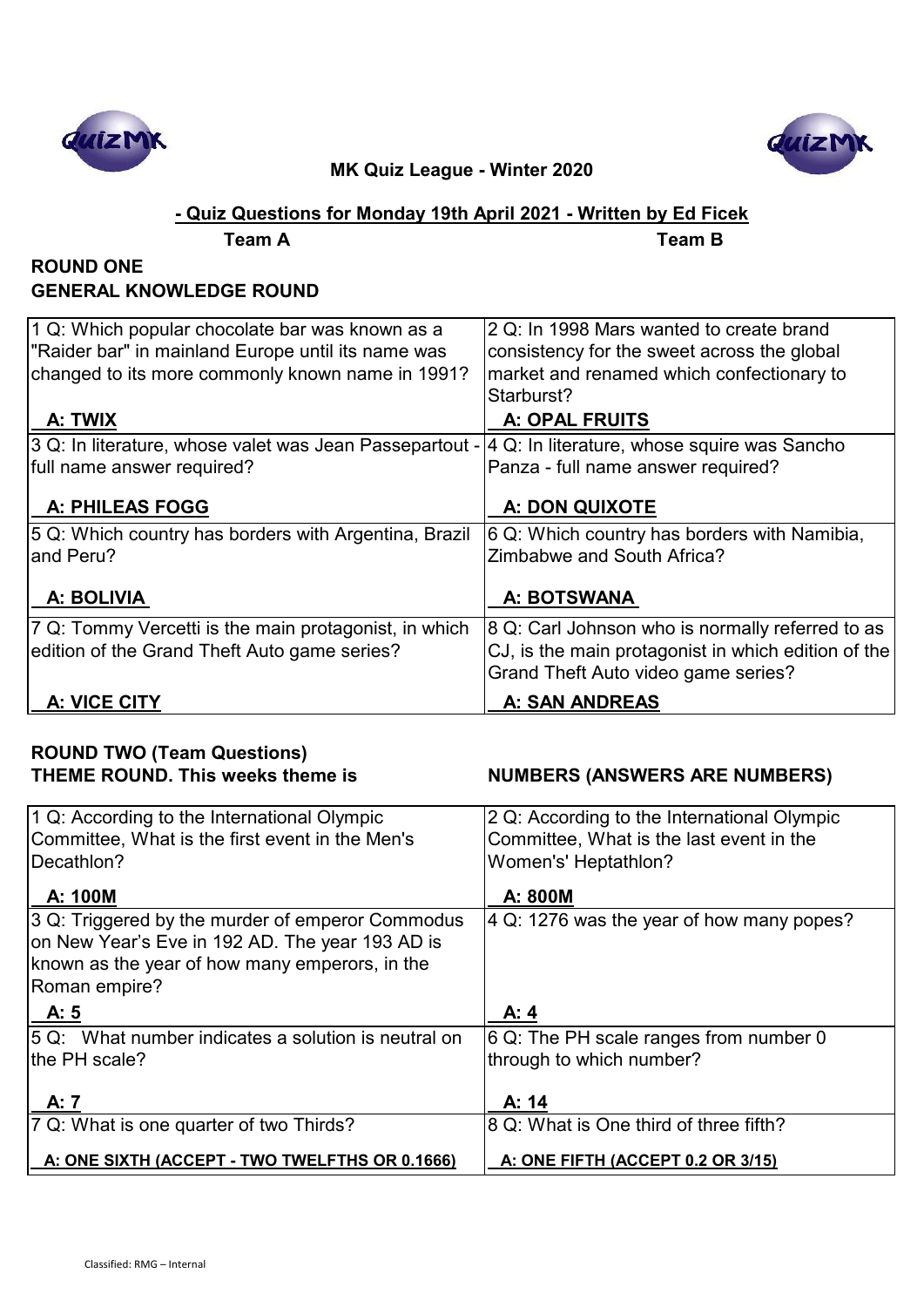**MK Quiz League - Winter 2020**

**- Quiz Questions for Monday 19th April 2021 - Written by Ed Ficek**

**Team A** **Team B**

## ROUND ONE
## GENERAL KNOWLEDGE ROUND

| Team A | Team B |
|---|---|
| 1 Q: Which popular chocolate bar was known as a "Raider bar" in mainland Europe until its name was changed to its more commonly known name in 1991?<br><br>**A: TWIX** | 2 Q: In 1998 Mars wanted to create brand consistency for the sweet across the global market and renamed which confectionary to Starburst?<br><br>**A: OPAL FRUITS** |
| 3 Q: In literature, whose valet was Jean Passepartout - full name answer required?<br><br>**A: PHILEAS FOGG** | 4 Q: In literature, whose squire was Sancho Panza - full name answer required?<br><br>**A: DON QUIXOTE** |
| 5 Q: Which country has borders with Argentina, Brazil and Peru?<br><br>**A: BOLIVIA** | 6 Q: Which country has borders with Namibia, Zimbabwe and South Africa?<br><br>**A: BOTSWANA** |
| 7 Q: Tommy Vercetti is the main protagonist, in which edition of the Grand Theft Auto game series?<br><br>**A: VICE CITY** | 8 Q: Carl Johnson who is normally referred to as CJ, is the main protagonist in which edition of the Grand Theft Auto video game series?<br><br>**A: SAN ANDREAS** |

## ROUND TWO (Team Questions)
**THEME ROUND. This weeks theme is NUMBERS (ANSWERS ARE NUMBERS)**

| Team A | Team B |
|---|---|
| 1 Q: According to the International Olympic Committee, What is the first event in the Men's Decathlon?<br><br>**A: 100M** | 2 Q: According to the International Olympic Committee, What is the last event in the Women's' Heptathlon?<br><br>**A: 800M** |
| 3 Q: Triggered by the murder of emperor Commodus on New Year's Eve in 192 AD. The year 193 AD is known as the year of how many emperors, in the Roman empire?<br><br>**A: 5** | 4 Q: 1276 was the year of how many popes?<br><br>**A: 4** |
| 5 Q: What number indicates a solution is neutral on the PH scale?<br><br>**A: 7** | 6 Q: The PH scale ranges from number 0 through to which number?<br><br>**A: 14** |
| 7 Q: What is one quarter of two Thirds?<br><br>**A: ONE SIXTH (ACCEPT - TWO TWELFTHS OR 0.1666)** | 8 Q: What is One third of three fifth?<br><br>**A: ONE FIFTH (ACCEPT 0.2 OR 3/15)** |

Classified: RMG – Internal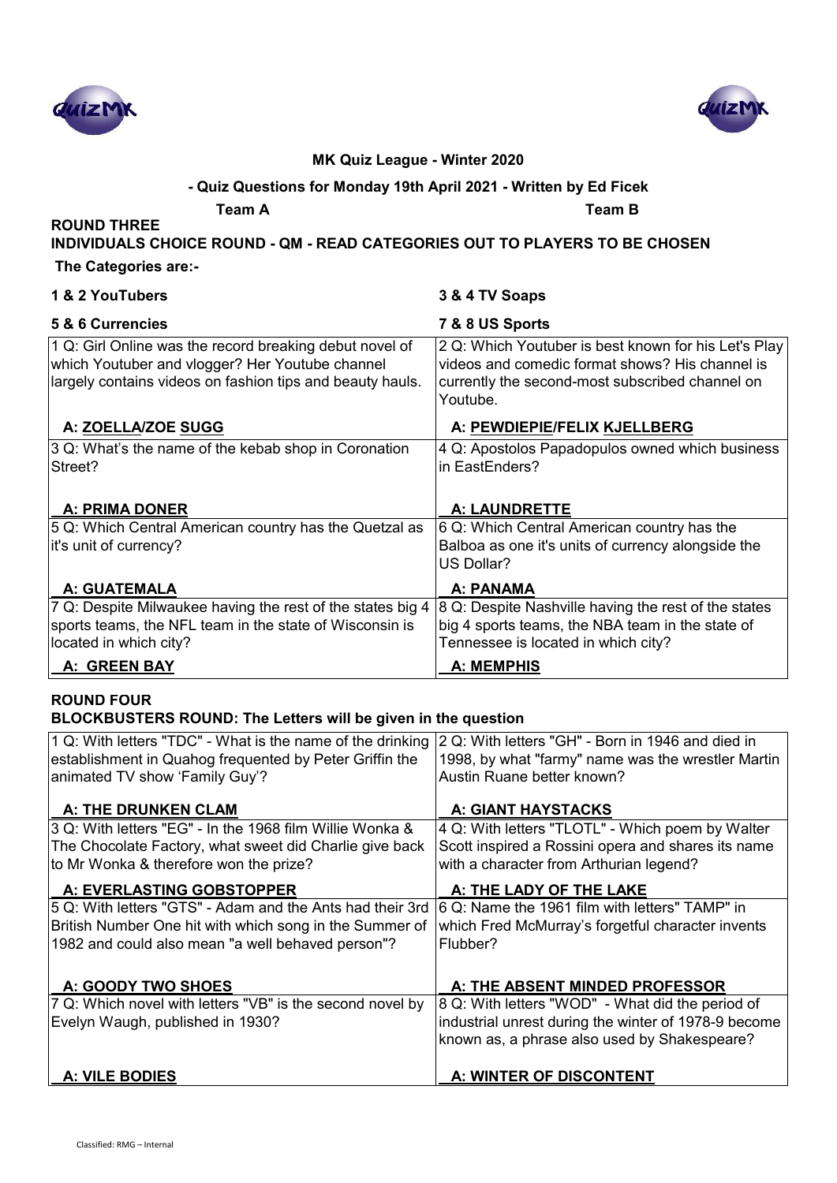**MK Quiz League - Winter 2020**

**- Quiz Questions for Monday 19th April 2021 - Written by Ed Ficek**

**Team A** **Team B**

## ROUND THREE

**INDIVIDUALS CHOICE ROUND - QM - READ CATEGORIES OUT TO PLAYERS TO BE CHOSEN**

**The Categories are:-**

**1 & 2 YouTubers** **3 & 4 TV Soaps**

**5 & 6 Currencies** **7 & 8 US Sports**

| Team A | Team B |
|---|---|
| 1 Q: Girl Online was the record breaking debut novel of which Youtuber and vlogger? Her Youtube channel largely contains videos on fashion tips and beauty hauls.<br><br>**A: ZOELLA/ZOE SUGG** | 2 Q: Which Youtuber is best known for his Let's Play videos and comedic format shows? His channel is currently the second-most subscribed channel on Youtube.<br><br>**A: PEWDIEPIE/FELIX KJELLBERG** |
| 3 Q: What's the name of the kebab shop in Coronation Street?<br><br>**A: PRIMA DONER** | 4 Q: Apostolos Papadopulos owned which business in EastEnders?<br><br>**A: LAUNDRETTE** |
| 5 Q: Which Central American country has the Quetzal as it's unit of currency?<br><br>**A: GUATEMALA** | 6 Q: Which Central American country has the Balboa as one it's units of currency alongside the US Dollar?<br><br>**A: PANAMA** |
| 7 Q: Despite Milwaukee having the rest of the states big 4 sports teams, the NFL team in the state of Wisconsin is located in which city?<br><br>**A: GREEN BAY** | 8 Q: Despite Nashville having the rest of the states big 4 sports teams, the NBA team in the state of Tennessee is located in which city?<br><br>**A: MEMPHIS** |

## ROUND FOUR

**BLOCKBUSTERS ROUND: The Letters will be given in the question**

| Team A | Team B |
|---|---|
| 1 Q: With letters "TDC" - What is the name of the drinking establishment in Quahog frequented by Peter Griffin the animated TV show 'Family Guy'?<br><br>**A: THE DRUNKEN CLAM** | 2 Q: With letters "GH" - Born in 1946 and died in 1998, by what "farmy" name was the wrestler Martin Austin Ruane better known?<br><br>**A: GIANT HAYSTACKS** |
| 3 Q: With letters "EG" - In the 1968 film Willie Wonka & The Chocolate Factory, what sweet did Charlie give back to Mr Wonka & therefore won the prize?<br><br>**A: EVERLASTING GOBSTOPPER** | 4 Q: With letters "TLOTL" - Which poem by Walter Scott inspired a Rossini opera and shares its name with a character from Arthurian legend?<br><br>**A: THE LADY OF THE LAKE** |
| 5 Q: With letters "GTS" - Adam and the Ants had their 3rd British Number One hit with which song in the Summer of 1982 and could also mean "a well behaved person"?<br><br>**A: GOODY TWO SHOES** | 6 Q: Name the 1961 film with letters" TAMP" in which Fred McMurray's forgetful character invents Flubber?<br><br>**A: THE ABSENT MINDED PROFESSOR** |
| 7 Q: Which novel with letters "VB" is the second novel by Evelyn Waugh, published in 1930?<br><br>**A: VILE BODIES** | 8 Q: With letters "WOD" - What did the period of industrial unrest during the winter of 1978-9 become known as, a phrase also used by Shakespeare?<br><br>**A: WINTER OF DISCONTENT** |

Classified: RMG – Internal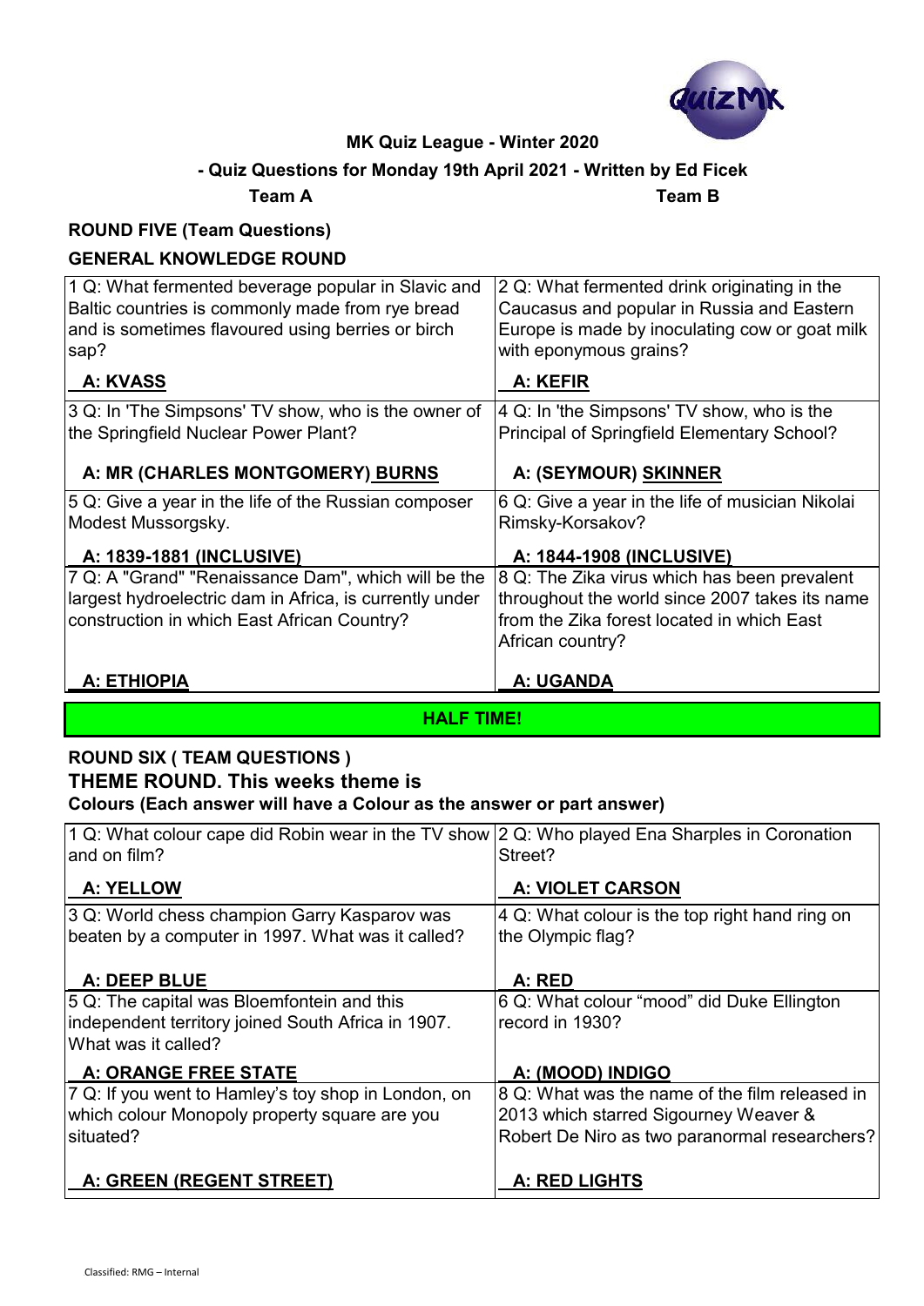**MK Quiz League - Winter 2020**

**- Quiz Questions for Monday 19th April 2021 - Written by Ed Ficek**

**Team A** **Team B**

## ROUND FIVE (Team Questions)

### GENERAL KNOWLEDGE ROUND

| Team A | Team B |
|---|---|
| 1 Q: What fermented beverage popular in Slavic and Baltic countries is commonly made from rye bread and is sometimes flavoured using berries or birch sap?<br><br>**A: KVASS** | 2 Q: What fermented drink originating in the Caucasus and popular in Russia and Eastern Europe is made by inoculating cow or goat milk with eponymous grains?<br><br>**A: KEFIR** |
| 3 Q: In 'The Simpsons' TV show, who is the owner of the Springfield Nuclear Power Plant?<br><br>**A: MR (CHARLES MONTGOMERY) BURNS** | 4 Q: In 'the Simpsons' TV show, who is the Principal of Springfield Elementary School?<br><br>**A: (SEYMOUR) SKINNER** |
| 5 Q: Give a year in the life of the Russian composer Modest Mussorgsky.<br><br>**A: 1839-1881 (INCLUSIVE)** | 6 Q: Give a year in the life of musician Nikolai Rimsky-Korsakov?<br><br>**A: 1844-1908 (INCLUSIVE)** |
| 7 Q: A "Grand" "Renaissance Dam", which will be the largest hydroelectric dam in Africa, is currently under construction in which East African Country?<br><br>**A: ETHIOPIA** | 8 Q: The Zika virus which has been prevalent throughout the world since 2007 takes its name from the Zika forest located in which East African country?<br><br>**A: UGANDA** |

**HALF TIME!**

## ROUND SIX ( TEAM QUESTIONS )

### THEME ROUND. This weeks theme is

**Colours (Each answer will have a Colour as the answer or part answer)**

| Team A | Team B |
|---|---|
| 1 Q: What colour cape did Robin wear in the TV show and on film?<br><br>**A: YELLOW** | 2 Q: Who played Ena Sharples in Coronation Street?<br><br>**A: VIOLET CARSON** |
| 3 Q: World chess champion Garry Kasparov was beaten by a computer in 1997. What was it called?<br><br>**A: DEEP BLUE** | 4 Q: What colour is the top right hand ring on the Olympic flag?<br><br>**A: RED** |
| 5 Q: The capital was Bloemfontein and this independent territory joined South Africa in 1907. What was it called?<br><br>**A: ORANGE FREE STATE** | 6 Q: What colour "mood" did Duke Ellington record in 1930?<br><br>**A: (MOOD) INDIGO** |
| 7 Q: If you went to Hamley's toy shop in London, on which colour Monopoly property square are you situated?<br><br>**A: GREEN (REGENT STREET)** | 8 Q: What was the name of the film released in 2013 which starred Sigourney Weaver & Robert De Niro as two paranormal researchers?<br><br>**A: RED LIGHTS** |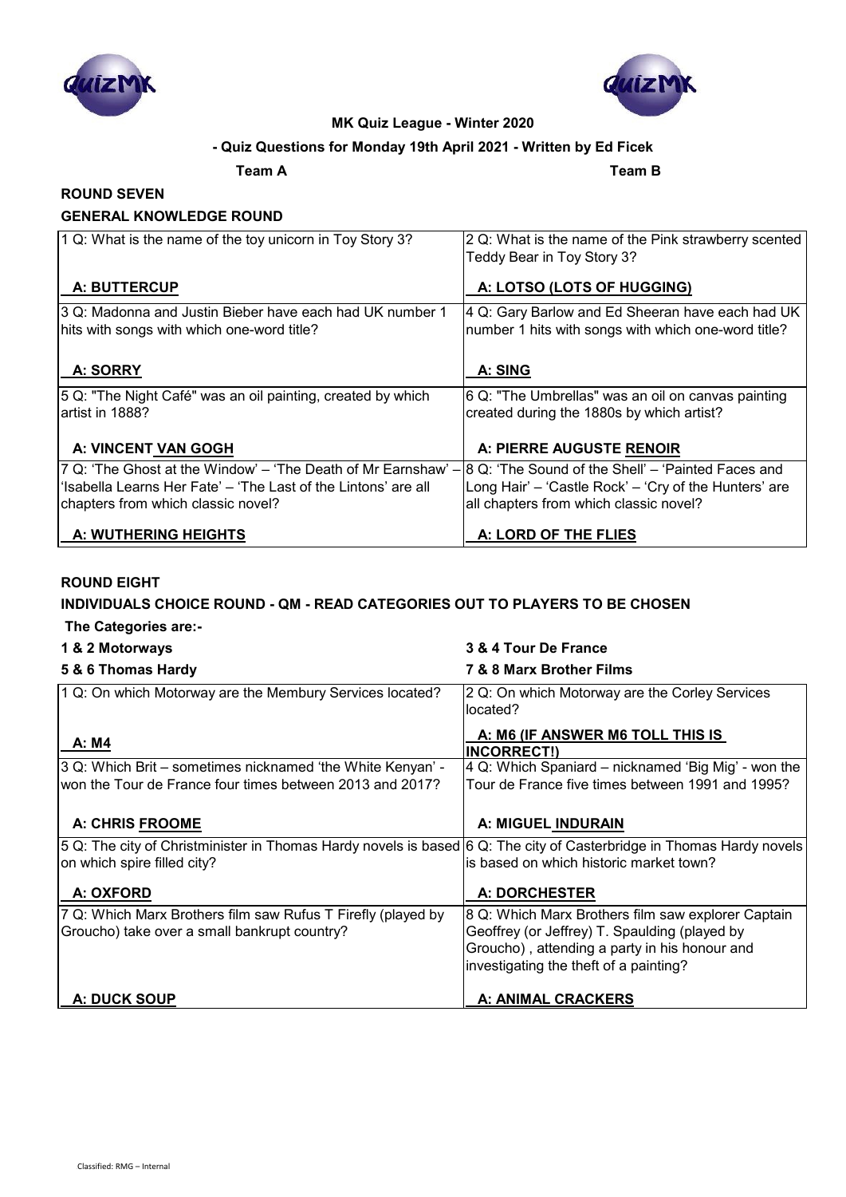**MK Quiz League - Winter 2020**

**- Quiz Questions for Monday 19th April 2021 - Written by Ed Ficek**

**Team A** **Team B**

**ROUND SEVEN**

**GENERAL KNOWLEDGE ROUND**

| Team A | Team B |
|---|---|
| 1 Q: What is the name of the toy unicorn in Toy Story 3?<br><br>**A: BUTTERCUP** | 2 Q: What is the name of the Pink strawberry scented Teddy Bear in Toy Story 3?<br><br>**A: LOTSO (LOTS OF HUGGING)** |
| 3 Q: Madonna and Justin Bieber have each had UK number 1 hits with songs with which one-word title?<br><br>**A: SORRY** | 4 Q: Gary Barlow and Ed Sheeran have each had UK number 1 hits with songs with which one-word title?<br><br>**A: SING** |
| 5 Q: "The Night Café" was an oil painting, created by which artist in 1888?<br><br>**A: VINCENT VAN GOGH** | 6 Q: "The Umbrellas" was an oil on canvas painting created during the 1880s by which artist?<br><br>**A: PIERRE AUGUSTE RENOIR** |
| 7 Q: 'The Ghost at the Window' – 'The Death of Mr Earnshaw' – 'Isabella Learns Her Fate' – 'The Last of the Lintons' are all chapters from which classic novel?<br><br>**A: WUTHERING HEIGHTS** | 8 Q: 'The Sound of the Shell' – 'Painted Faces and Long Hair' – 'Castle Rock' – 'Cry of the Hunters' are all chapters from which classic novel?<br><br>**A: LORD OF THE FLIES** |

**ROUND EIGHT**

**INDIVIDUALS CHOICE ROUND - QM - READ CATEGORIES OUT TO PLAYERS TO BE CHOSEN**

**The Categories are:-**

**1 & 2 Motorways**
**3 & 4 Tour De France**
**5 & 6 Thomas Hardy**
**7 & 8 Marx Brother Films**

| Team A | Team B |
|---|---|
| 1 Q: On which Motorway are the Membury Services located?<br><br>**A: M4** | 2 Q: On which Motorway are the Corley Services located?<br><br>**A: M6 (IF ANSWER M6 TOLL THIS IS INCORRECT!)** |
| 3 Q: Which Brit – sometimes nicknamed 'the White Kenyan' - won the Tour de France four times between 2013 and 2017?<br><br>**A: CHRIS FROOME** | 4 Q: Which Spaniard – nicknamed 'Big Mig' - won the Tour de France five times between 1991 and 1995?<br><br>**A: MIGUEL INDURAIN** |
| 5 Q: The city of Christminister in Thomas Hardy novels is based on which spire filled city?<br><br>**A: OXFORD** | 6 Q: The city of Casterbridge in Thomas Hardy novels is based on which historic market town?<br><br>**A: DORCHESTER** |
| 7 Q: Which Marx Brothers film saw Rufus T Firefly (played by Groucho) take over a small bankrupt country?<br><br>**A: DUCK SOUP** | 8 Q: Which Marx Brothers film saw explorer Captain Geoffrey (or Jeffrey) T. Spaulding (played by Groucho) , attending a party in his honour and investigating the theft of a painting?<br><br>**A: ANIMAL CRACKERS** |

Classified: RMG – Internal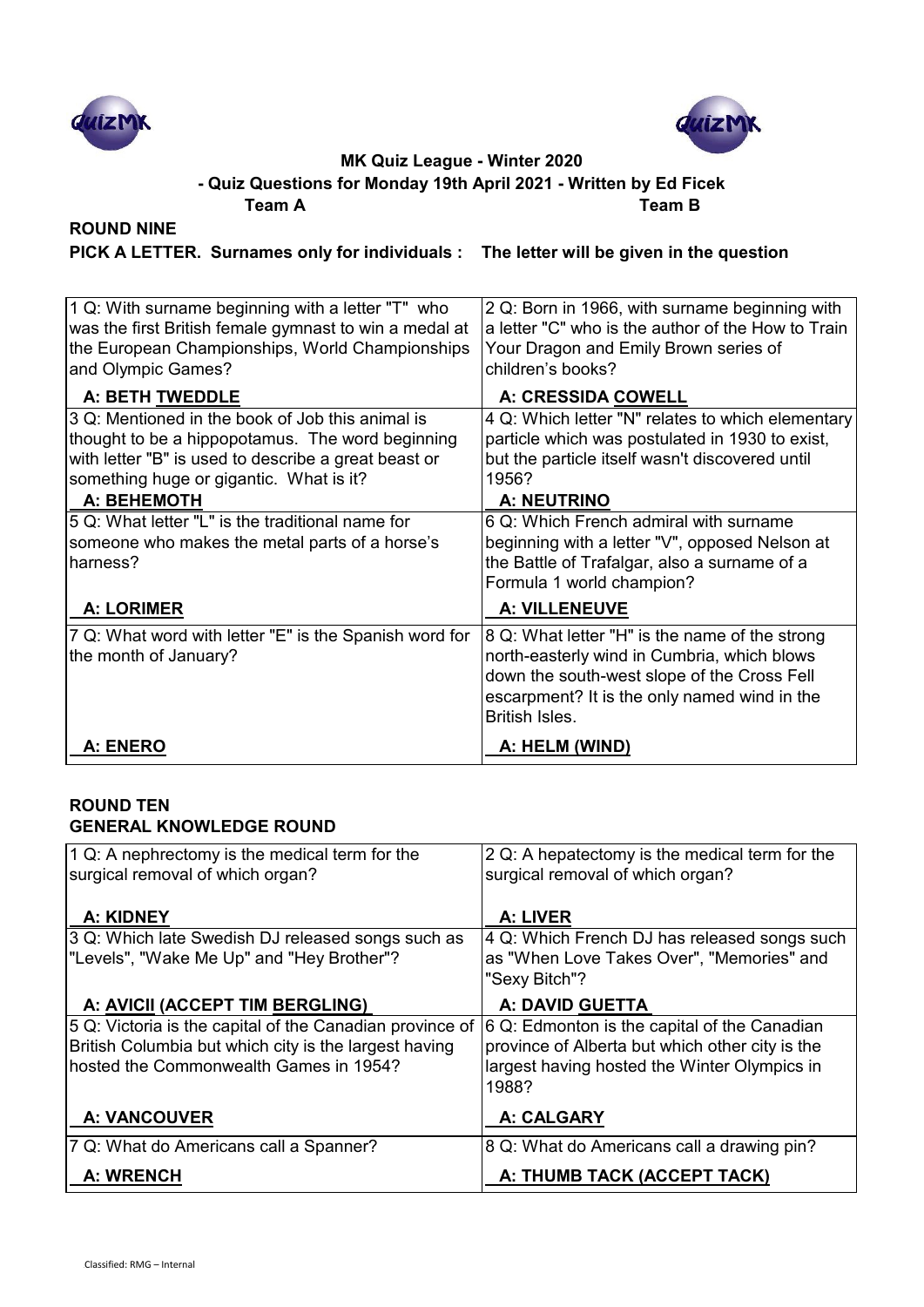**MK Quiz League - Winter 2020**

**- Quiz Questions for Monday 19th April 2021 - Written by Ed Ficek**

**Team A** **Team B**

## ROUND NINE

**PICK A LETTER. Surnames only for individuals : The letter will be given in the question**

| Team A | Team B |
|---|---|
| 1 Q: With surname beginning with a letter "T" who was the first British female gymnast to win a medal at the European Championships, World Championships and Olympic Games?<br>**A: BETH <u>TWEDDLE</u>** | 2 Q: Born in 1966, with surname beginning with a letter "C" who is the author of the How to Train Your Dragon and Emily Brown series of children's books?<br>**A: CRESSIDA <u>COWELL</u>** |
| 3 Q: Mentioned in the book of Job this animal is thought to be a hippopotamus. The word beginning with letter "B" is used to describe a great beast or something huge or gigantic. What is it?<br>**<u>A: BEHEMOTH</u>** | 4 Q: Which letter "N" relates to which elementary particle which was postulated in 1930 to exist, but the particle itself wasn't discovered until 1956?<br>**<u>A: NEUTRINO</u>** |
| 5 Q: What letter "L" is the traditional name for someone who makes the metal parts of a horse's harness?<br>**<u>A: LORIMER</u>** | 6 Q: Which French admiral with surname beginning with a letter "V", opposed Nelson at the Battle of Trafalgar, also a surname of a Formula 1 world champion?<br>**<u>A: VILLENEUVE</u>** |
| 7 Q: What word with letter "E" is the Spanish word for the month of January?<br>**<u>A: ENERO</u>** | 8 Q: What letter "H" is the name of the strong north-easterly wind in Cumbria, which blows down the south-west slope of the Cross Fell escarpment? It is the only named wind in the British Isles.<br>**<u>A: HELM (WIND)</u>** |

## ROUND TEN

**GENERAL KNOWLEDGE ROUND**

| Team A | Team B |
|---|---|
| 1 Q: A nephrectomy is the medical term for the surgical removal of which organ?<br>**<u>A: KIDNEY</u>** | 2 Q: A hepatectomy is the medical term for the surgical removal of which organ?<br>**<u>A: LIVER</u>** |
| 3 Q: Which late Swedish DJ released songs such as "Levels", "Wake Me Up" and "Hey Brother"?<br>**A: <u>AVICII</u> (ACCEPT TIM <u>BERGLING</u>)** | 4 Q: Which French DJ has released songs such as "When Love Takes Over", "Memories" and "Sexy Bitch"?<br>**A: DAVID <u>GUETTA</u>** |
| 5 Q: Victoria is the capital of the Canadian province of British Columbia but which city is the largest having hosted the Commonwealth Games in 1954?<br>**<u>A: VANCOUVER</u>** | 6 Q: Edmonton is the capital of the Canadian province of Alberta but which other city is the largest having hosted the Winter Olympics in 1988?<br>**<u>A: CALGARY</u>** |
| 7 Q: What do Americans call a Spanner?<br>**<u>A: WRENCH</u>** | 8 Q: What do Americans call a drawing pin?<br>**<u>A: THUMB TACK (ACCEPT TACK)</u>** |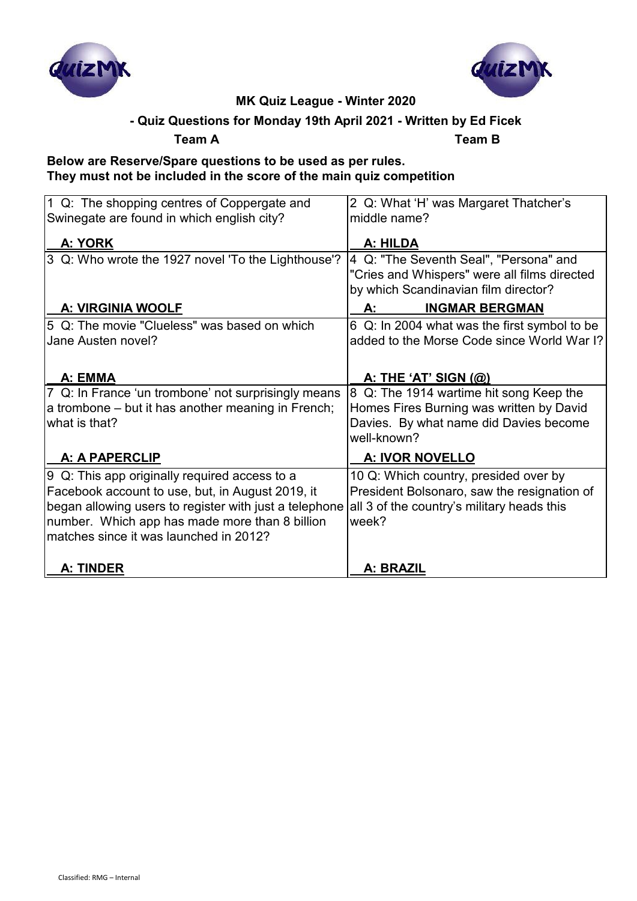**MK Quiz League - Winter 2020**

**- Quiz Questions for Monday 19th April 2021 - Written by Ed Ficek**

**Team A** **Team B**

**Below are Reserve/Spare questions to be used as per rules.**
**They must not be included in the score of the main quiz competition**

| | |
|---|---|
| 1 Q: The shopping centres of Coppergate and Swinegate are found in which english city?<br><br>**A: YORK** | 2 Q: What 'H' was Margaret Thatcher's middle name?<br><br>**A: HILDA** |
| 3 Q: Who wrote the 1927 novel 'To the Lighthouse'?<br><br>**A: VIRGINIA WOOLF** | 4 Q: "The Seventh Seal", "Persona" and "Cries and Whispers" were all films directed by which Scandinavian film director?<br><br>**A: INGMAR BERGMAN** |
| 5 Q: The movie "Clueless" was based on which Jane Austen novel?<br><br>**A: EMMA** | 6 Q: In 2004 what was the first symbol to be added to the Morse Code since World War I?<br><br>**A: THE 'AT' SIGN (@)** |
| 7 Q: In France 'un trombone' not surprisingly means a trombone – but it has another meaning in French; what is that?<br><br>**A: A PAPERCLIP** | 8 Q: The 1914 wartime hit song Keep the Homes Fires Burning was written by David Davies. By what name did Davies become well-known?<br><br>**A: IVOR NOVELLO** |
| 9 Q: This app originally required access to a Facebook account to use, but, in August 2019, it began allowing users to register with just a telephone number. Which app has made more than 8 billion matches since it was launched in 2012?<br><br>**A: TINDER** | 10 Q: Which country, presided over by President Bolsonaro, saw the resignation of all 3 of the country's military heads this week?<br><br>**A: BRAZIL** |